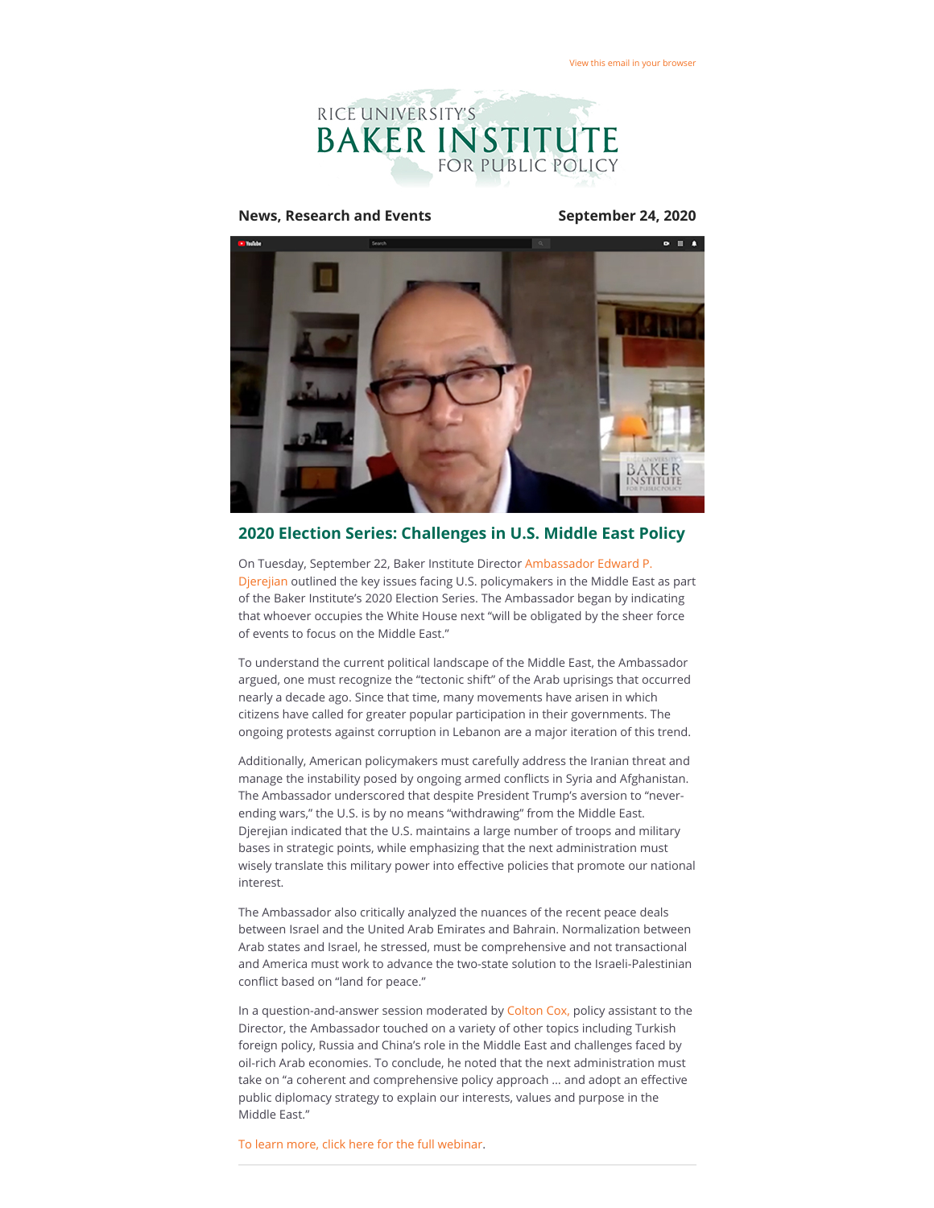View this email in your browser

RICE UNIVERSITY'S
BAKER INSTITUTE
FOR PUBLIC POLICY

**News, Research and Events** **September 24, 2020**

## 2020 Election Series: Challenges in U.S. Middle East Policy

On Tuesday, September 22, Baker Institute Director Ambassador Edward P. Djerejian outlined the key issues facing U.S. policymakers in the Middle East as part of the Baker Institute's 2020 Election Series. The Ambassador began by indicating that whoever occupies the White House next "will be obligated by the sheer force of events to focus on the Middle East."

To understand the current political landscape of the Middle East, the Ambassador argued, one must recognize the "tectonic shift" of the Arab uprisings that occurred nearly a decade ago. Since that time, many movements have arisen in which citizens have called for greater popular participation in their governments. The ongoing protests against corruption in Lebanon are a major iteration of this trend.

Additionally, American policymakers must carefully address the Iranian threat and manage the instability posed by ongoing armed conflicts in Syria and Afghanistan. The Ambassador underscored that despite President Trump's aversion to "never-ending wars," the U.S. is by no means "withdrawing" from the Middle East. Djerejian indicated that the U.S. maintains a large number of troops and military bases in strategic points, while emphasizing that the next administration must wisely translate this military power into effective policies that promote our national interest.

The Ambassador also critically analyzed the nuances of the recent peace deals between Israel and the United Arab Emirates and Bahrain. Normalization between Arab states and Israel, he stressed, must be comprehensive and not transactional and America must work to advance the two-state solution to the Israeli-Palestinian conflict based on "land for peace."

In a question-and-answer session moderated by Colton Cox, policy assistant to the Director, the Ambassador touched on a variety of other topics including Turkish foreign policy, Russia and China's role in the Middle East and challenges faced by oil-rich Arab economies. To conclude, he noted that the next administration must take on "a coherent and comprehensive policy approach ... and adopt an effective public diplomacy strategy to explain our interests, values and purpose in the Middle East."

To learn more, click here for the full webinar.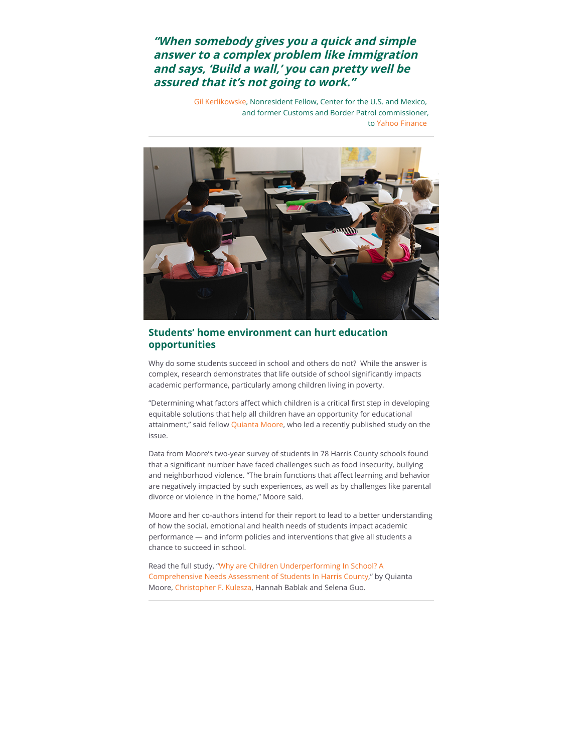***"When somebody gives you a quick and simple answer to a complex problem like immigration and says, 'Build a wall,' you can pretty well be assured that it's not going to work."***

Gil Kerlikowske, Nonresident Fellow, Center for the U.S. and Mexico, and former Customs and Border Patrol commissioner, to Yahoo Finance

---

## Students' home environment can hurt education opportunities

Why do some students succeed in school and others do not? While the answer is complex, research demonstrates that life outside of school significantly impacts academic performance, particularly among children living in poverty.

"Determining what factors affect which children is a critical first step in developing equitable solutions that help all children have an opportunity for educational attainment," said fellow Quianta Moore, who led a recently published study on the issue.

Data from Moore's two-year survey of students in 78 Harris County schools found that a significant number have faced challenges such as food insecurity, bullying and neighborhood violence. "The brain functions that affect learning and behavior are negatively impacted by such experiences, as well as by challenges like parental divorce or violence in the home," Moore said.

Moore and her co-authors intend for their report to lead to a better understanding of how the social, emotional and health needs of students impact academic performance — and inform policies and interventions that give all students a chance to succeed in school.

Read the full study, "Why are Children Underperforming In School? A Comprehensive Needs Assessment of Students In Harris County," by Quianta Moore, Christopher F. Kulesza, Hannah Bablak and Selena Guo.

---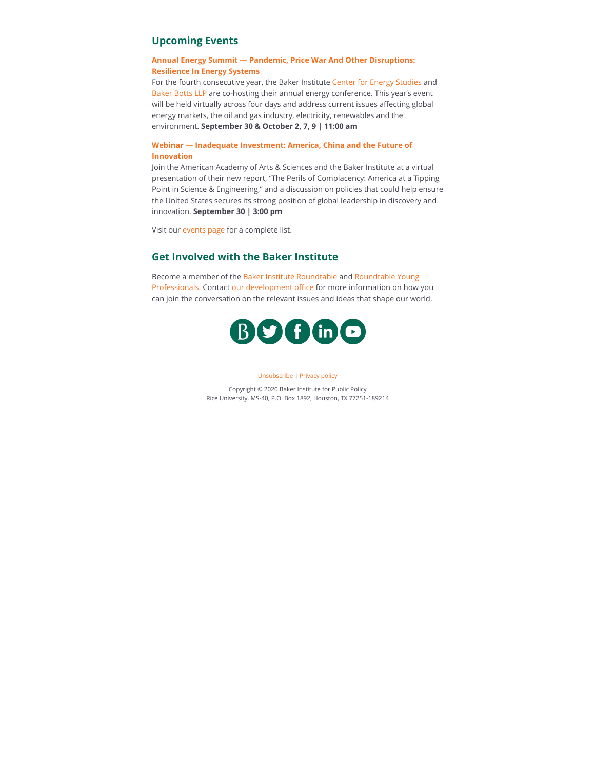## Upcoming Events

**Annual Energy Summit — Pandemic, Price War And Other Disruptions: Resilience In Energy Systems**

For the fourth consecutive year, the Baker Institute Center for Energy Studies and Baker Botts LLP are co-hosting their annual energy conference. This year's event will be held virtually across four days and address current issues affecting global energy markets, the oil and gas industry, electricity, renewables and the environment. **September 30 & October 2, 7, 9 | 11:00 am**

**Webinar — Inadequate Investment: America, China and the Future of Innovation**

Join the American Academy of Arts & Sciences and the Baker Institute at a virtual presentation of their new report, "The Perils of Complacency: America at a Tipping Point in Science & Engineering," and a discussion on policies that could help ensure the United States secures its strong position of global leadership in discovery and innovation. **September 30 | 3:00 pm**

Visit our events page for a complete list.

---

## Get Involved with the Baker Institute

Become a member of the Baker Institute Roundtable and Roundtable Young Professionals. Contact our development office for more information on how you can join the conversation on the relevant issues and ideas that shape our world.

Unsubscribe | Privacy policy

Copyright © 2020 Baker Institute for Public Policy
Rice University, MS-40, P.O. Box 1892, Houston, TX 77251-189214